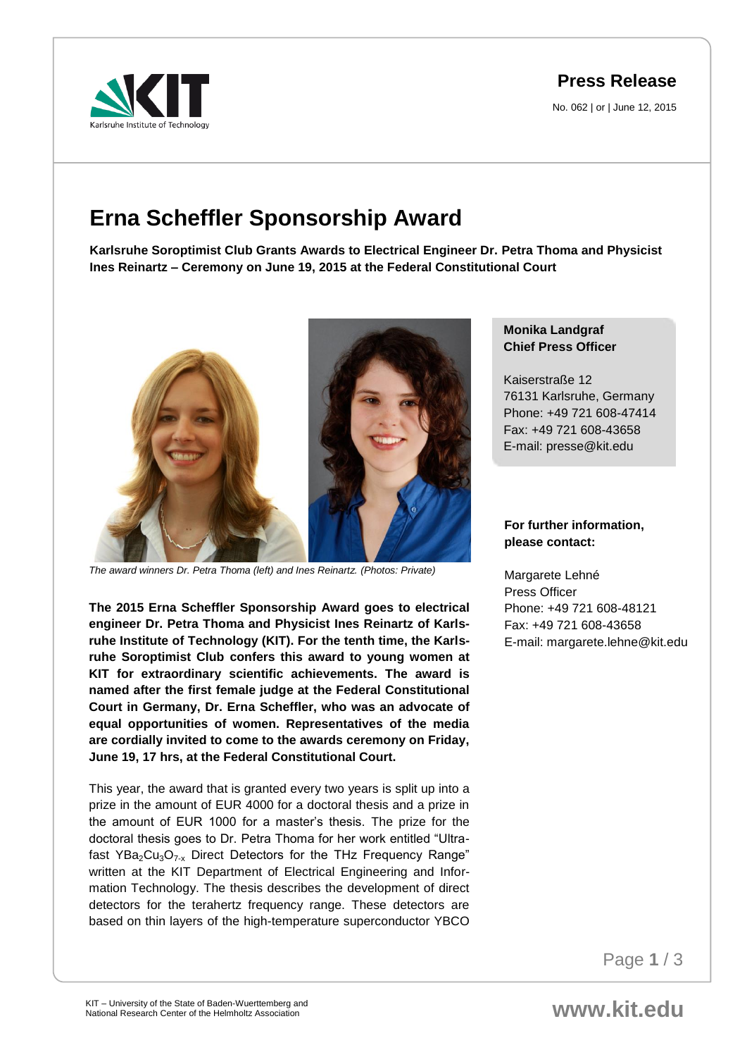**Press Release**

No. 062 | or | June 12, 2015

# Erna Scheffler Sponsorship Award

**Karlsruhe Soroptimist Club Grants Awards to Electrical Engineer Dr. Petra Thoma and Physicist Ines Reinartz – Ceremony on June 19, 2015 at the Federal Constitutional Court**

*The award winners Dr. Petra Thoma (left) and Ines Reinartz. (Photos: Private)*

**The 2015 Erna Scheffler Sponsorship Award goes to electrical engineer Dr. Petra Thoma and Physicist Ines Reinartz of Karlsruhe Institute of Technology (KIT). For the tenth time, the Karlsruhe Soroptimist Club confers this award to young women at KIT for extraordinary scientific achievements. The award is named after the first female judge at the Federal Constitutional Court in Germany, Dr. Erna Scheffler, who was an advocate of equal opportunities of women. Representatives of the media are cordially invited to come to the awards ceremony on Friday, June 19, 17 hrs, at the Federal Constitutional Court.**

This year, the award that is granted every two years is split up into a prize in the amount of EUR 4000 for a doctoral thesis and a prize in the amount of EUR 1000 for a master's thesis. The prize for the doctoral thesis goes to Dr. Petra Thoma for her work entitled "Ultra-fast $YBa_2Cu_3O_{7-x}$ Direct Detectors for the THz Frequency Range" written at the KIT Department of Electrical Engineering and Information Technology. The thesis describes the development of direct detectors for the terahertz frequency range. These detectors are based on thin layers of the high-temperature superconductor YBCO

**Monika Landgraf**
**Chief Press Officer**

Kaiserstraße 12
76131 Karlsruhe, Germany
Phone: +49 721 608-47414
Fax: +49 721 608-43658
E-mail: presse@kit.edu

**For further information, please contact:**

Margarete Lehné
Press Officer
Phone: +49 721 608-48121
Fax: +49 721 608-43658
E-mail: margarete.lehne@kit.edu

KIT – University of the State of Baden-Wuerttemberg and National Research Center of the Helmholtz Association

www.kit.edu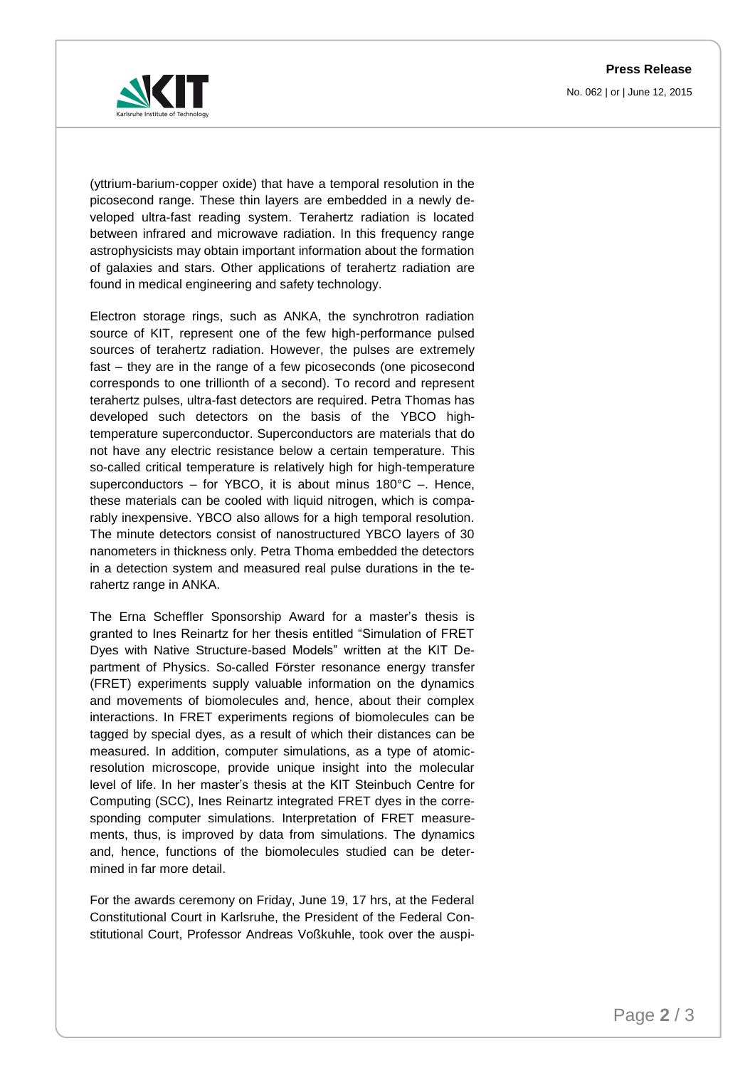(yttrium-barium-copper oxide) that have a temporal resolution in the picosecond range. These thin layers are embedded in a newly developed ultra-fast reading system. Terahertz radiation is located between infrared and microwave radiation. In this frequency range astrophysicists may obtain important information about the formation of galaxies and stars. Other applications of terahertz radiation are found in medical engineering and safety technology.

Electron storage rings, such as ANKA, the synchrotron radiation source of KIT, represent one of the few high-performance pulsed sources of terahertz radiation. However, the pulses are extremely fast – they are in the range of a few picoseconds (one picosecond corresponds to one trillionth of a second). To record and represent terahertz pulses, ultra-fast detectors are required. Petra Thomas has developed such detectors on the basis of the YBCO high-temperature superconductor. Superconductors are materials that do not have any electric resistance below a certain temperature. This so-called critical temperature is relatively high for high-temperature superconductors – for YBCO, it is about minus 180°C –. Hence, these materials can be cooled with liquid nitrogen, which is comparably inexpensive. YBCO also allows for a high temporal resolution. The minute detectors consist of nanostructured YBCO layers of 30 nanometers in thickness only. Petra Thoma embedded the detectors in a detection system and measured real pulse durations in the terahertz range in ANKA.

The Erna Scheffler Sponsorship Award for a master's thesis is granted to Ines Reinartz for her thesis entitled "Simulation of FRET Dyes with Native Structure-based Models" written at the KIT Department of Physics. So-called Förster resonance energy transfer (FRET) experiments supply valuable information on the dynamics and movements of biomolecules and, hence, about their complex interactions. In FRET experiments regions of biomolecules can be tagged by special dyes, as a result of which their distances can be measured. In addition, computer simulations, as a type of atomic-resolution microscope, provide unique insight into the molecular level of life. In her master's thesis at the KIT Steinbuch Centre for Computing (SCC), Ines Reinartz integrated FRET dyes in the corresponding computer simulations. Interpretation of FRET measurements, thus, is improved by data from simulations. The dynamics and, hence, functions of the biomolecules studied can be determined in far more detail.

For the awards ceremony on Friday, June 19, 17 hrs, at the Federal Constitutional Court in Karlsruhe, the President of the Federal Constitutional Court, Professor Andreas Voßkuhle, took over the auspi-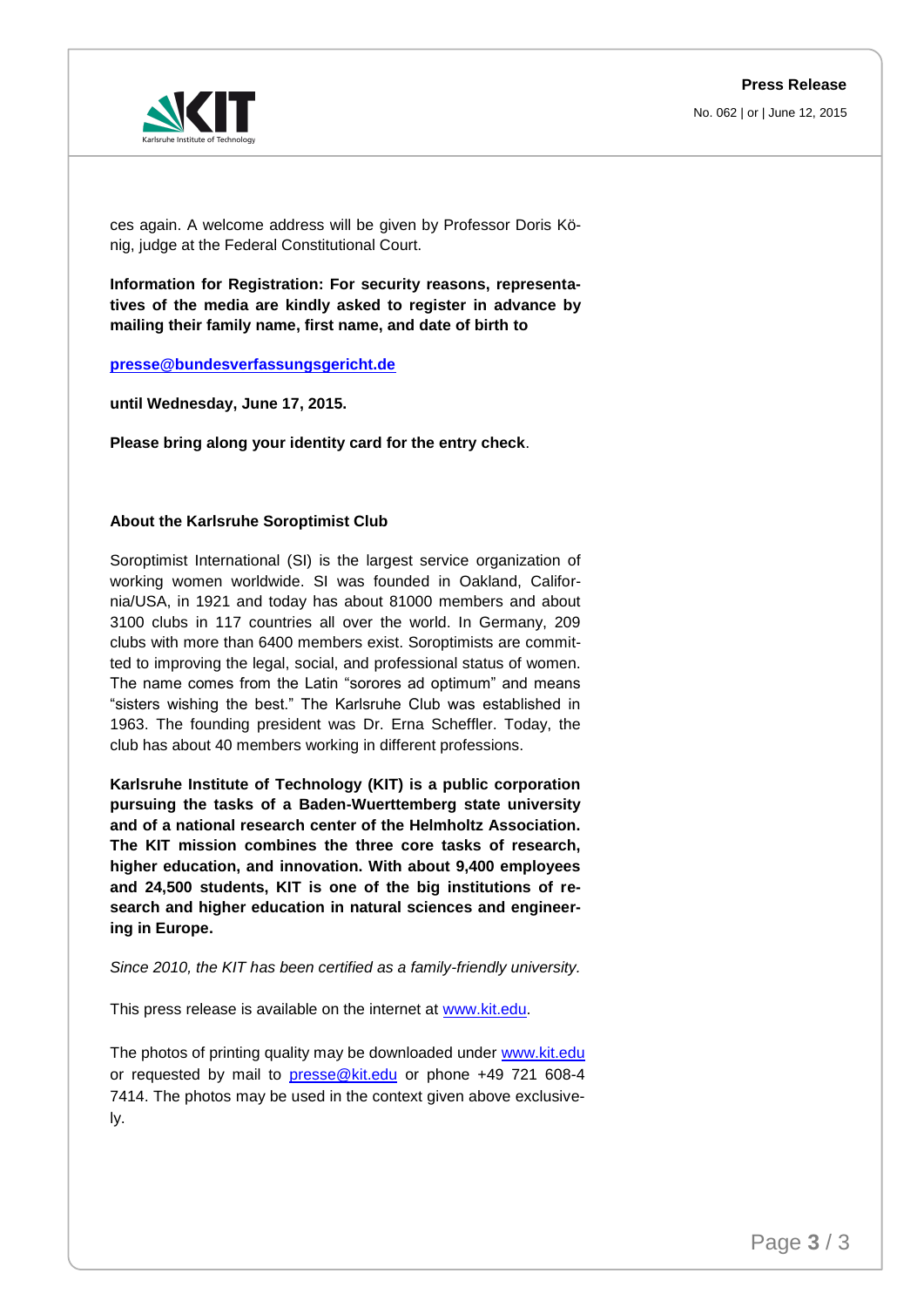ces again. A welcome address will be given by Professor Doris König, judge at the Federal Constitutional Court.

**Information for Registration: For security reasons, representatives of the media are kindly asked to register in advance by mailing their family name, first name, and date of birth to**

**presse@bundesverfassungsgericht.de**

**until Wednesday, June 17, 2015.**

**Please bring along your identity card for the entry check**.

**About the Karlsruhe Soroptimist Club**

Soroptimist International (SI) is the largest service organization of working women worldwide. SI was founded in Oakland, California/USA, in 1921 and today has about 81000 members and about 3100 clubs in 117 countries all over the world. In Germany, 209 clubs with more than 6400 members exist. Soroptimists are committed to improving the legal, social, and professional status of women. The name comes from the Latin "sorores ad optimum" and means "sisters wishing the best." The Karlsruhe Club was established in 1963. The founding president was Dr. Erna Scheffler. Today, the club has about 40 members working in different professions.

**Karlsruhe Institute of Technology (KIT) is a public corporation pursuing the tasks of a Baden-Wuerttemberg state university and of a national research center of the Helmholtz Association. The KIT mission combines the three core tasks of research, higher education, and innovation. With about 9,400 employees and 24,500 students, KIT is one of the big institutions of research and higher education in natural sciences and engineering in Europe.**

*Since 2010, the KIT has been certified as a family-friendly university.*

This press release is available on the internet at www.kit.edu.

The photos of printing quality may be downloaded under www.kit.edu or requested by mail to presse@kit.edu or phone +49 721 608-4 7414. The photos may be used in the context given above exclusively.